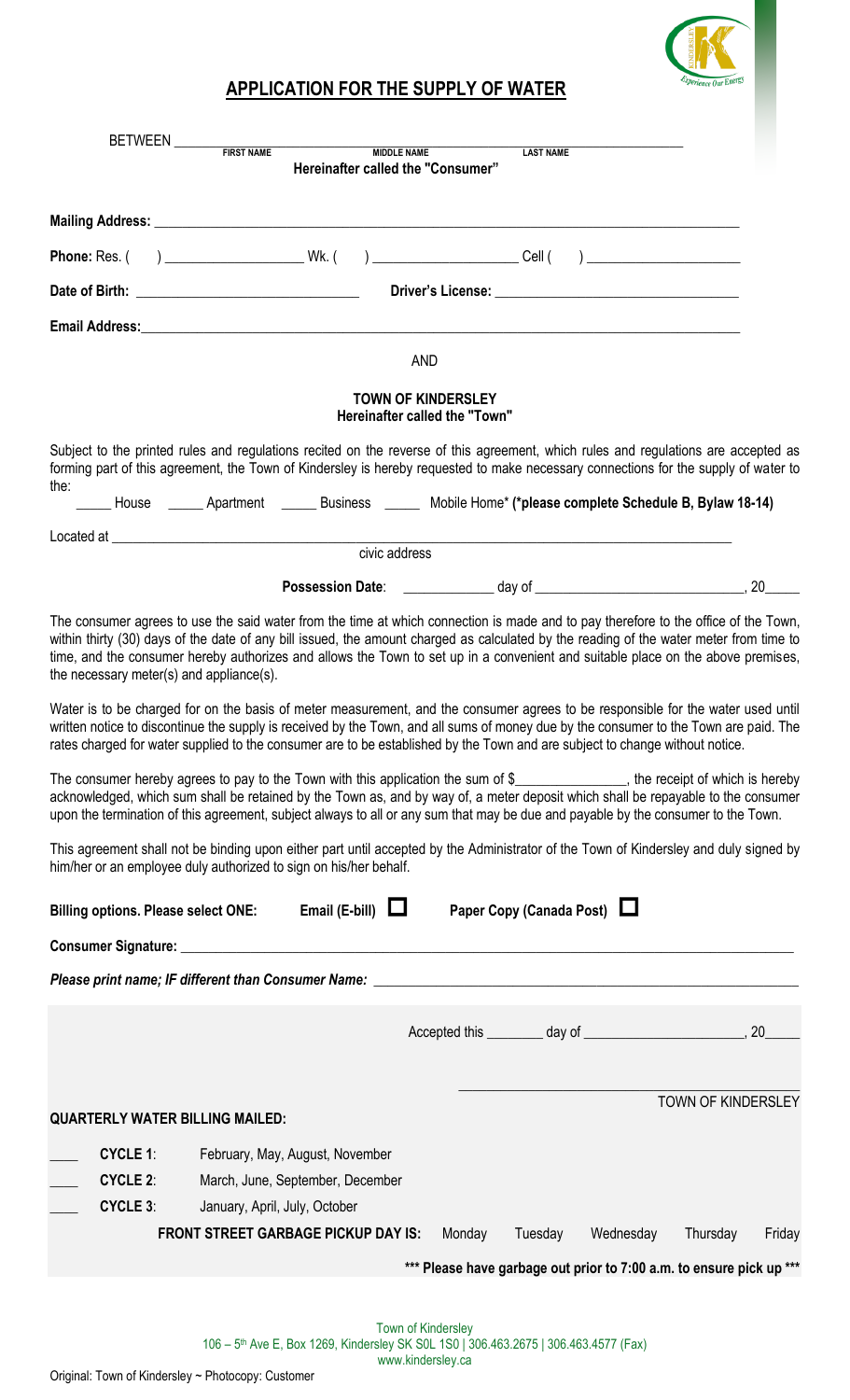# APPLICATION FOR THE SUPPLY OF WATER

BETWEEN ______________________________________________
**FIRST NAME** **MIDDLE NAME** **LAST NAME**

**Hereinafter called the "Consumer"**

**Mailing Address:** ____________________________________________

**Phone:** Res. ( ) ______________ Wk. ( ) ______________ Cell ( ) ______________

**Date of Birth:** ______________________ **Driver's License:** ______________________

**Email Address:** ____________________________________________

AND

**TOWN OF KINDERSLEY**
**Hereinafter called the "Town"**

Subject to the printed rules and regulations recited on the reverse of this agreement, which rules and regulations are accepted as forming part of this agreement, the Town of Kindersley is hereby requested to make necessary connections for the supply of water to the:

_____ House _____ Apartment _____ Business _____ Mobile Home* **(*please complete Schedule B, Bylaw 18-14)**

Located at ____________________________________________
civic address

**Possession Date**: ____________ day of ______________________, 20_____

The consumer agrees to use the said water from the time at which connection is made and to pay therefore to the office of the Town, within thirty (30) days of the date of any bill issued, the amount charged as calculated by the reading of the water meter from time to time, and the consumer hereby authorizes and allows the Town to set up in a convenient and suitable place on the above premises, the necessary meter(s) and appliance(s).

Water is to be charged for on the basis of meter measurement, and the consumer agrees to be responsible for the water used until written notice to discontinue the supply is received by the Town, and all sums of money due by the consumer to the Town are paid. The rates charged for water supplied to the consumer are to be established by the Town and are subject to change without notice.

The consumer hereby agrees to pay to the Town with this application the sum of $______________, the receipt of which is hereby acknowledged, which sum shall be retained by the Town as, and by way of, a meter deposit which shall be repayable to the consumer upon the termination of this agreement, subject always to all or any sum that may be due and payable by the consumer to the Town.

This agreement shall not be binding upon either part until accepted by the Administrator of the Town of Kindersley and duly signed by him/her or an employee duly authorized to sign on his/her behalf.

**Billing options. Please select ONE:** **Email (E-bill)** ☐ **Paper Copy (Canada Post)** ☐

**Consumer Signature:** ____________________________________________

***Please print name; IF different than Consumer Name:*** ____________________________________________

Accepted this ________ day of ______________________, 20_____

____________________________________________
TOWN OF KINDERSLEY

**QUARTERLY WATER BILLING MAILED:**

____ **CYCLE 1**: February, May, August, November

____ **CYCLE 2**: March, June, September, December

____ **CYCLE 3**: January, April, July, October

**FRONT STREET GARBAGE PICKUP DAY IS:** Monday Tuesday Wednesday Thursday Friday

**\*\*\* Please have garbage out prior to 7:00 a.m. to ensure pick up \*\*\***

Town of Kindersley
106 – 5th Ave E, Box 1269, Kindersley SK S0L 1S0 | 306.463.2675 | 306.463.4577 (Fax)
www.kindersley.ca

Original: Town of Kindersley ~ Photocopy: Customer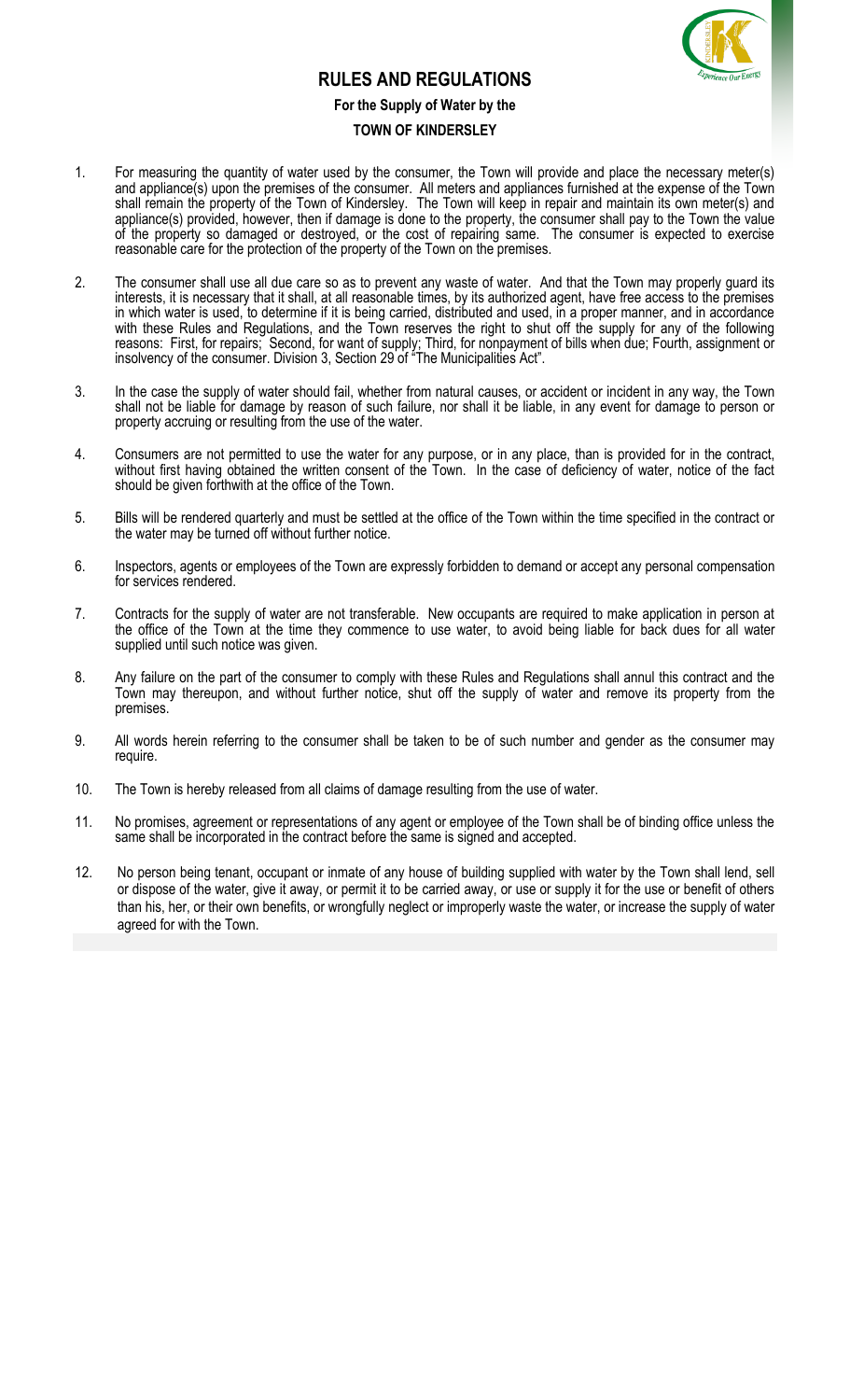# RULES AND REGULATIONS

**For the Supply of Water by the**

**TOWN OF KINDERSLEY**

1. For measuring the quantity of water used by the consumer, the Town will provide and place the necessary meter(s) and appliance(s) upon the premises of the consumer. All meters and appliances furnished at the expense of the Town shall remain the property of the Town of Kindersley. The Town will keep in repair and maintain its own meter(s) and appliance(s) provided, however, then if damage is done to the property, the consumer shall pay to the Town the value of the property so damaged or destroyed, or the cost of repairing same. The consumer is expected to exercise reasonable care for the protection of the property of the Town on the premises.

2. The consumer shall use all due care so as to prevent any waste of water. And that the Town may properly guard its interests, it is necessary that it shall, at all reasonable times, by its authorized agent, have free access to the premises in which water is used, to determine if it is being carried, distributed and used, in a proper manner, and in accordance with these Rules and Regulations, and the Town reserves the right to shut off the supply for any of the following reasons: First, for repairs; Second, for want of supply; Third, for nonpayment of bills when due; Fourth, assignment or insolvency of the consumer. Division 3, Section 29 of "The Municipalities Act".

3. In the case the supply of water should fail, whether from natural causes, or accident or incident in any way, the Town shall not be liable for damage by reason of such failure, nor shall it be liable, in any event for damage to person or property accruing or resulting from the use of the water.

4. Consumers are not permitted to use the water for any purpose, or in any place, than is provided for in the contract, without first having obtained the written consent of the Town. In the case of deficiency of water, notice of the fact should be given forthwith at the office of the Town.

5. Bills will be rendered quarterly and must be settled at the office of the Town within the time specified in the contract or the water may be turned off without further notice.

6. Inspectors, agents or employees of the Town are expressly forbidden to demand or accept any personal compensation for services rendered.

7. Contracts for the supply of water are not transferable. New occupants are required to make application in person at the office of the Town at the time they commence to use water, to avoid being liable for back dues for all water supplied until such notice was given.

8. Any failure on the part of the consumer to comply with these Rules and Regulations shall annul this contract and the Town may thereupon, and without further notice, shut off the supply of water and remove its property from the premises.

9. All words herein referring to the consumer shall be taken to be of such number and gender as the consumer may require.

10. The Town is hereby released from all claims of damage resulting from the use of water.

11. No promises, agreement or representations of any agent or employee of the Town shall be of binding office unless the same shall be incorporated in the contract before the same is signed and accepted.

12. No person being tenant, occupant or inmate of any house of building supplied with water by the Town shall lend, sell or dispose of the water, give it away, or permit it to be carried away, or use or supply it for the use or benefit of others than his, her, or their own benefits, or wrongfully neglect or improperly waste the water, or increase the supply of water agreed for with the Town.